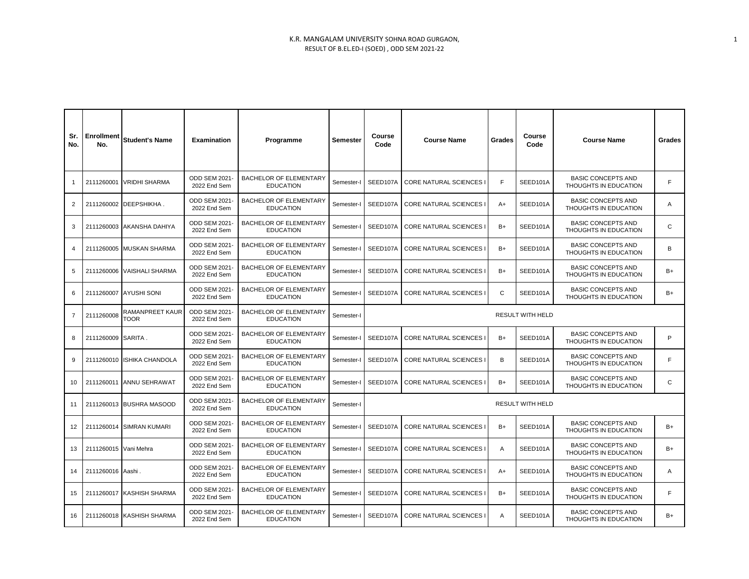K.R. MANGALAM UNIVERSITY SOHNA ROAD GURGAON,
RESULT OF B.EL.ED-I (SOED) , ODD SEM 2021-22

| Sr. No. | Enrollment No. | Student's Name | Examination | Programme | Semester | Course Code | Course Name | Grades | Course Code | Course Name | Grades |
|---|---|---|---|---|---|---|---|---|---|---|---|
| 1 | 2111260001 | VRIDHI SHARMA | ODD SEM 2021-2022 End Sem | BACHELOR OF ELEMENTARY EDUCATION | Semester-I | SEED107A | CORE NATURAL SCIENCES I | F | SEED101A | BASIC CONCEPTS AND THOUGHTS IN EDUCATION | F |
| 2 | 2111260002 | DEEPSHIKHA . | ODD SEM 2021-2022 End Sem | BACHELOR OF ELEMENTARY EDUCATION | Semester-I | SEED107A | CORE NATURAL SCIENCES I | A+ | SEED101A | BASIC CONCEPTS AND THOUGHTS IN EDUCATION | A |
| 3 | 2111260003 | AKANSHA DAHIYA | ODD SEM 2021-2022 End Sem | BACHELOR OF ELEMENTARY EDUCATION | Semester-I | SEED107A | CORE NATURAL SCIENCES I | B+ | SEED101A | BASIC CONCEPTS AND THOUGHTS IN EDUCATION | C |
| 4 | 2111260005 | MUSKAN SHARMA | ODD SEM 2021-2022 End Sem | BACHELOR OF ELEMENTARY EDUCATION | Semester-I | SEED107A | CORE NATURAL SCIENCES I | B+ | SEED101A | BASIC CONCEPTS AND THOUGHTS IN EDUCATION | B |
| 5 | 2111260006 | VAISHALI SHARMA | ODD SEM 2021-2022 End Sem | BACHELOR OF ELEMENTARY EDUCATION | Semester-I | SEED107A | CORE NATURAL SCIENCES I | B+ | SEED101A | BASIC CONCEPTS AND THOUGHTS IN EDUCATION | B+ |
| 6 | 2111260007 | AYUSHI SONI | ODD SEM 2021-2022 End Sem | BACHELOR OF ELEMENTARY EDUCATION | Semester-I | SEED107A | CORE NATURAL SCIENCES I | C | SEED101A | BASIC CONCEPTS AND THOUGHTS IN EDUCATION | B+ |
| 7 | 2111260008 | RAMANPREET KAUR TOOR | ODD SEM 2021-2022 End Sem | BACHELOR OF ELEMENTARY EDUCATION | Semester-I | RESULT WITH HELD | | | | | |
| 8 | 2111260009 | SARITA . | ODD SEM 2021-2022 End Sem | BACHELOR OF ELEMENTARY EDUCATION | Semester-I | SEED107A | CORE NATURAL SCIENCES I | B+ | SEED101A | BASIC CONCEPTS AND THOUGHTS IN EDUCATION | P |
| 9 | 2111260010 | ISHIKA CHANDOLA | ODD SEM 2021-2022 End Sem | BACHELOR OF ELEMENTARY EDUCATION | Semester-I | SEED107A | CORE NATURAL SCIENCES I | B | SEED101A | BASIC CONCEPTS AND THOUGHTS IN EDUCATION | F |
| 10 | 2111260011 | ANNU SEHRAWAT | ODD SEM 2021-2022 End Sem | BACHELOR OF ELEMENTARY EDUCATION | Semester-I | SEED107A | CORE NATURAL SCIENCES I | B+ | SEED101A | BASIC CONCEPTS AND THOUGHTS IN EDUCATION | C |
| 11 | 2111260013 | BUSHRA MASOOD | ODD SEM 2021-2022 End Sem | BACHELOR OF ELEMENTARY EDUCATION | Semester-I | RESULT WITH HELD | | | | | |
| 12 | 2111260014 | SIMRAN KUMARI | ODD SEM 2021-2022 End Sem | BACHELOR OF ELEMENTARY EDUCATION | Semester-I | SEED107A | CORE NATURAL SCIENCES I | B+ | SEED101A | BASIC CONCEPTS AND THOUGHTS IN EDUCATION | B+ |
| 13 | 2111260015 | Vani Mehra | ODD SEM 2021-2022 End Sem | BACHELOR OF ELEMENTARY EDUCATION | Semester-I | SEED107A | CORE NATURAL SCIENCES I | A | SEED101A | BASIC CONCEPTS AND THOUGHTS IN EDUCATION | B+ |
| 14 | 2111260016 | Aashi . | ODD SEM 2021-2022 End Sem | BACHELOR OF ELEMENTARY EDUCATION | Semester-I | SEED107A | CORE NATURAL SCIENCES I | A+ | SEED101A | BASIC CONCEPTS AND THOUGHTS IN EDUCATION | A |
| 15 | 2111260017 | KASHISH SHARMA | ODD SEM 2021-2022 End Sem | BACHELOR OF ELEMENTARY EDUCATION | Semester-I | SEED107A | CORE NATURAL SCIENCES I | B+ | SEED101A | BASIC CONCEPTS AND THOUGHTS IN EDUCATION | F |
| 16 | 2111260018 | KASHISH SHARMA | ODD SEM 2021-2022 End Sem | BACHELOR OF ELEMENTARY EDUCATION | Semester-I | SEED107A | CORE NATURAL SCIENCES I | A | SEED101A | BASIC CONCEPTS AND THOUGHTS IN EDUCATION | B+ |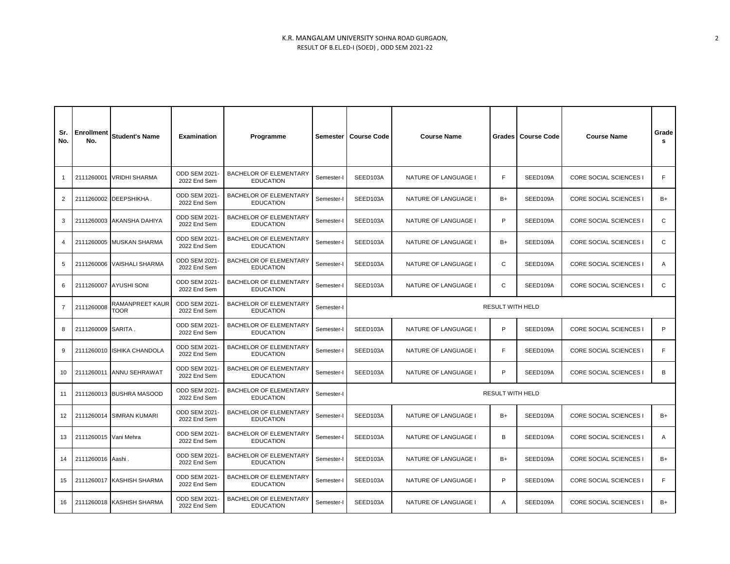K.R. MANGALAM UNIVERSITY SOHNA ROAD GURGAON,
RESULT OF B.EL.ED-I (SOED) , ODD SEM 2021-22

| Sr. No. | Enrollment No. | Student's Name | Examination | Programme | Semester | Course Code | Course Name | Grades | Course Code | Course Name | Grades |
|---|---|---|---|---|---|---|---|---|---|---|---|
| 1 | 2111260001 | VRIDHI SHARMA | ODD SEM 2021-2022 End Sem | BACHELOR OF ELEMENTARY EDUCATION | Semester-I | SEED103A | NATURE OF LANGUAGE I | F | SEED109A | CORE SOCIAL SCIENCES I | F |
| 2 | 2111260002 | DEEPSHIKHA . | ODD SEM 2021-2022 End Sem | BACHELOR OF ELEMENTARY EDUCATION | Semester-I | SEED103A | NATURE OF LANGUAGE I | B+ | SEED109A | CORE SOCIAL SCIENCES I | B+ |
| 3 | 2111260003 | AKANSHA DAHIYA | ODD SEM 2021-2022 End Sem | BACHELOR OF ELEMENTARY EDUCATION | Semester-I | SEED103A | NATURE OF LANGUAGE I | P | SEED109A | CORE SOCIAL SCIENCES I | C |
| 4 | 2111260005 | MUSKAN SHARMA | ODD SEM 2021-2022 End Sem | BACHELOR OF ELEMENTARY EDUCATION | Semester-I | SEED103A | NATURE OF LANGUAGE I | B+ | SEED109A | CORE SOCIAL SCIENCES I | C |
| 5 | 2111260006 | VAISHALI SHARMA | ODD SEM 2021-2022 End Sem | BACHELOR OF ELEMENTARY EDUCATION | Semester-I | SEED103A | NATURE OF LANGUAGE I | C | SEED109A | CORE SOCIAL SCIENCES I | A |
| 6 | 2111260007 | AYUSHI SONI | ODD SEM 2021-2022 End Sem | BACHELOR OF ELEMENTARY EDUCATION | Semester-I | SEED103A | NATURE OF LANGUAGE I | C | SEED109A | CORE SOCIAL SCIENCES I | C |
| 7 | 2111260008 | RAMANPREET KAUR TOOR | ODD SEM 2021-2022 End Sem | BACHELOR OF ELEMENTARY EDUCATION | Semester-I | RESULT WITH HELD | | | | | |
| 8 | 2111260009 | SARITA . | ODD SEM 2021-2022 End Sem | BACHELOR OF ELEMENTARY EDUCATION | Semester-I | SEED103A | NATURE OF LANGUAGE I | P | SEED109A | CORE SOCIAL SCIENCES I | P |
| 9 | 2111260010 | ISHIKA CHANDOLA | ODD SEM 2021-2022 End Sem | BACHELOR OF ELEMENTARY EDUCATION | Semester-I | SEED103A | NATURE OF LANGUAGE I | F | SEED109A | CORE SOCIAL SCIENCES I | F |
| 10 | 2111260011 | ANNU SEHRAWAT | ODD SEM 2021-2022 End Sem | BACHELOR OF ELEMENTARY EDUCATION | Semester-I | SEED103A | NATURE OF LANGUAGE I | P | SEED109A | CORE SOCIAL SCIENCES I | B |
| 11 | 2111260013 | BUSHRA MASOOD | ODD SEM 2021-2022 End Sem | BACHELOR OF ELEMENTARY EDUCATION | Semester-I | RESULT WITH HELD | | | | | |
| 12 | 2111260014 | SIMRAN KUMARI | ODD SEM 2021-2022 End Sem | BACHELOR OF ELEMENTARY EDUCATION | Semester-I | SEED103A | NATURE OF LANGUAGE I | B+ | SEED109A | CORE SOCIAL SCIENCES I | B+ |
| 13 | 2111260015 | Vani Mehra | ODD SEM 2021-2022 End Sem | BACHELOR OF ELEMENTARY EDUCATION | Semester-I | SEED103A | NATURE OF LANGUAGE I | B | SEED109A | CORE SOCIAL SCIENCES I | A |
| 14 | 2111260016 | Aashi . | ODD SEM 2021-2022 End Sem | BACHELOR OF ELEMENTARY EDUCATION | Semester-I | SEED103A | NATURE OF LANGUAGE I | B+ | SEED109A | CORE SOCIAL SCIENCES I | B+ |
| 15 | 2111260017 | KASHISH SHARMA | ODD SEM 2021-2022 End Sem | BACHELOR OF ELEMENTARY EDUCATION | Semester-I | SEED103A | NATURE OF LANGUAGE I | P | SEED109A | CORE SOCIAL SCIENCES I | F |
| 16 | 2111260018 | KASHISH SHARMA | ODD SEM 2021-2022 End Sem | BACHELOR OF ELEMENTARY EDUCATION | Semester-I | SEED103A | NATURE OF LANGUAGE I | A | SEED109A | CORE SOCIAL SCIENCES I | B+ |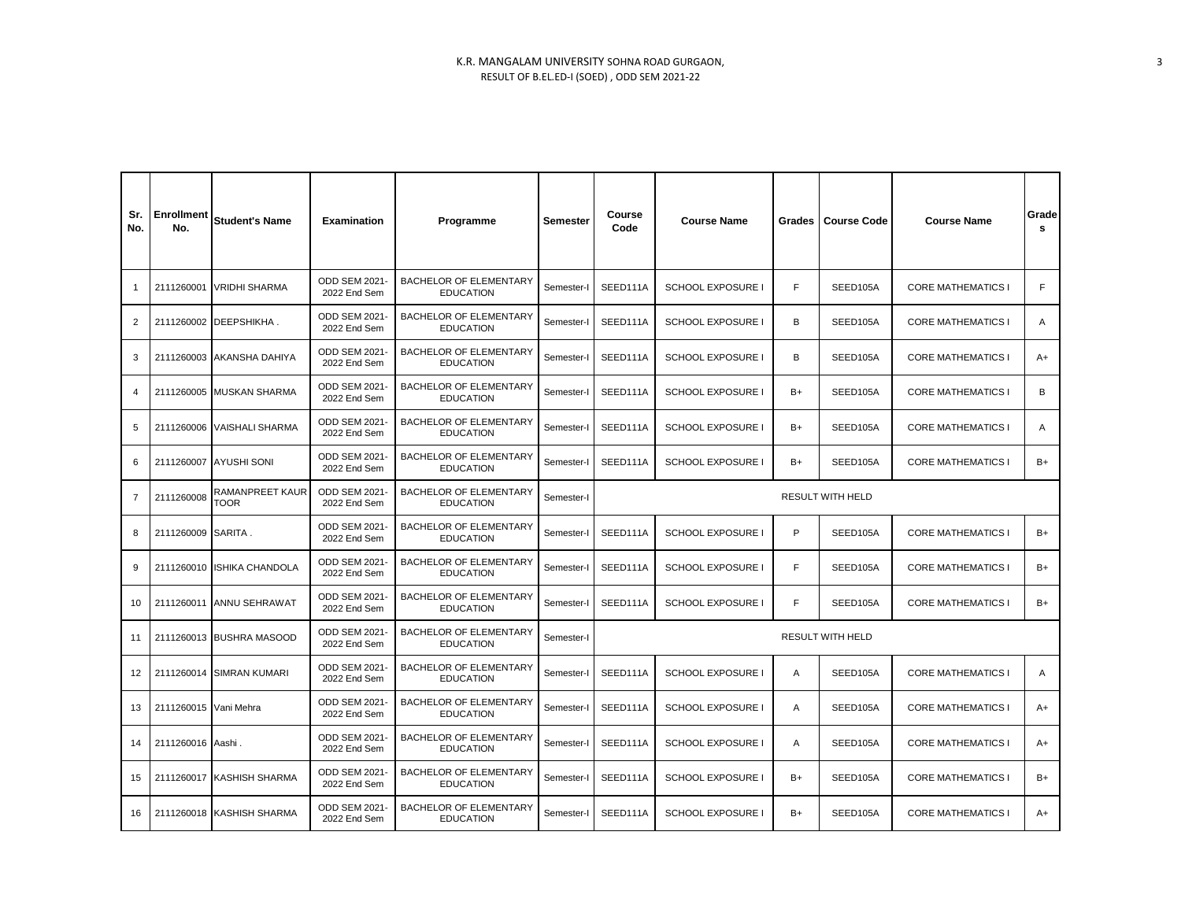K.R. MANGALAM UNIVERSITY SOHNA ROAD GURGAON,
RESULT OF B.EL.ED-I (SOED) , ODD SEM 2021-22

| Sr. No. | Enrollment No. | Student's Name | Examination | Programme | Semester | Course Code | Course Name | Grades | Course Code | Course Name | Grades |
|---|---|---|---|---|---|---|---|---|---|---|---|
| 1 | 2111260001 | VRIDHI SHARMA | ODD SEM 2021-2022 End Sem | BACHELOR OF ELEMENTARY EDUCATION | Semester-I | SEED111A | SCHOOL EXPOSURE I | F | SEED105A | CORE MATHEMATICS I | F |
| 2 | 2111260002 | DEEPSHIKHA . | ODD SEM 2021-2022 End Sem | BACHELOR OF ELEMENTARY EDUCATION | Semester-I | SEED111A | SCHOOL EXPOSURE I | B | SEED105A | CORE MATHEMATICS I | A |
| 3 | 2111260003 | AKANSHA DAHIYA | ODD SEM 2021-2022 End Sem | BACHELOR OF ELEMENTARY EDUCATION | Semester-I | SEED111A | SCHOOL EXPOSURE I | B | SEED105A | CORE MATHEMATICS I | A+ |
| 4 | 2111260005 | MUSKAN SHARMA | ODD SEM 2021-2022 End Sem | BACHELOR OF ELEMENTARY EDUCATION | Semester-I | SEED111A | SCHOOL EXPOSURE I | B+ | SEED105A | CORE MATHEMATICS I | B |
| 5 | 2111260006 | VAISHALI SHARMA | ODD SEM 2021-2022 End Sem | BACHELOR OF ELEMENTARY EDUCATION | Semester-I | SEED111A | SCHOOL EXPOSURE I | B+ | SEED105A | CORE MATHEMATICS I | A |
| 6 | 2111260007 | AYUSHI SONI | ODD SEM 2021-2022 End Sem | BACHELOR OF ELEMENTARY EDUCATION | Semester-I | SEED111A | SCHOOL EXPOSURE I | B+ | SEED105A | CORE MATHEMATICS I | B+ |
| 7 | 2111260008 | RAMANPREET KAUR TOOR | ODD SEM 2021-2022 End Sem | BACHELOR OF ELEMENTARY EDUCATION | Semester-I | RESULT WITH HELD | | | | | |
| 8 | 2111260009 | SARITA . | ODD SEM 2021-2022 End Sem | BACHELOR OF ELEMENTARY EDUCATION | Semester-I | SEED111A | SCHOOL EXPOSURE I | P | SEED105A | CORE MATHEMATICS I | B+ |
| 9 | 2111260010 | ISHIKA CHANDOLA | ODD SEM 2021-2022 End Sem | BACHELOR OF ELEMENTARY EDUCATION | Semester-I | SEED111A | SCHOOL EXPOSURE I | F | SEED105A | CORE MATHEMATICS I | B+ |
| 10 | 2111260011 | ANNU SEHRAWAT | ODD SEM 2021-2022 End Sem | BACHELOR OF ELEMENTARY EDUCATION | Semester-I | SEED111A | SCHOOL EXPOSURE I | F | SEED105A | CORE MATHEMATICS I | B+ |
| 11 | 2111260013 | BUSHRA MASOOD | ODD SEM 2021-2022 End Sem | BACHELOR OF ELEMENTARY EDUCATION | Semester-I | RESULT WITH HELD | | | | | |
| 12 | 2111260014 | SIMRAN KUMARI | ODD SEM 2021-2022 End Sem | BACHELOR OF ELEMENTARY EDUCATION | Semester-I | SEED111A | SCHOOL EXPOSURE I | A | SEED105A | CORE MATHEMATICS I | A |
| 13 | 2111260015 | Vani Mehra | ODD SEM 2021-2022 End Sem | BACHELOR OF ELEMENTARY EDUCATION | Semester-I | SEED111A | SCHOOL EXPOSURE I | A | SEED105A | CORE MATHEMATICS I | A+ |
| 14 | 2111260016 | Aashi . | ODD SEM 2021-2022 End Sem | BACHELOR OF ELEMENTARY EDUCATION | Semester-I | SEED111A | SCHOOL EXPOSURE I | A | SEED105A | CORE MATHEMATICS I | A+ |
| 15 | 2111260017 | KASHISH SHARMA | ODD SEM 2021-2022 End Sem | BACHELOR OF ELEMENTARY EDUCATION | Semester-I | SEED111A | SCHOOL EXPOSURE I | B+ | SEED105A | CORE MATHEMATICS I | B+ |
| 16 | 2111260018 | KASHISH SHARMA | ODD SEM 2021-2022 End Sem | BACHELOR OF ELEMENTARY EDUCATION | Semester-I | SEED111A | SCHOOL EXPOSURE I | B+ | SEED105A | CORE MATHEMATICS I | A+ |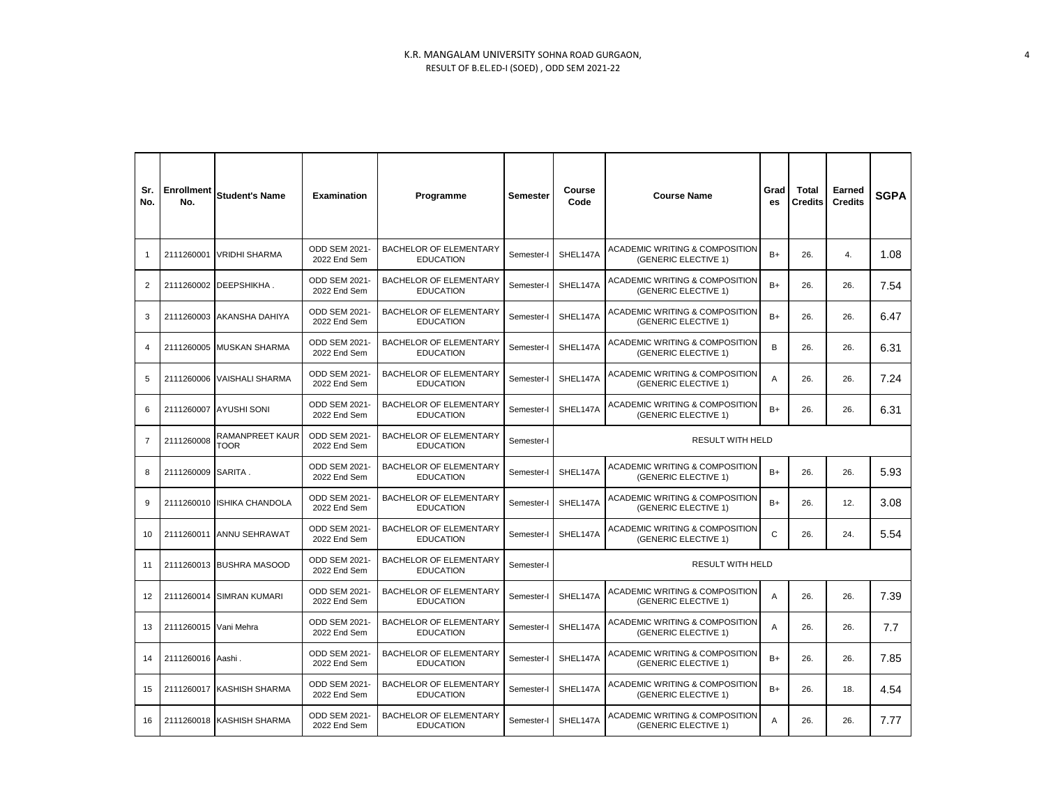K.R. MANGALAM UNIVERSITY SOHNA ROAD GURGAON,
RESULT OF B.EL.ED-I (SOED) , ODD SEM 2021-22

| Sr. No. | Enrollment No. | Student's Name | Examination | Programme | Semester | Course Code | Course Name | Grades | Total Credits | Earned Credits | SGPA |
|---|---|---|---|---|---|---|---|---|---|---|---|
| 1 | 2111260001 | VRIDHI SHARMA | ODD SEM 2021-2022 End Sem | BACHELOR OF ELEMENTARY EDUCATION | Semester-I | SHEL147A | ACADEMIC WRITING & COMPOSITION (GENERIC ELECTIVE 1) | B+ | 26. | 4. | 1.08 |
| 2 | 2111260002 | DEEPSHIKHA . | ODD SEM 2021-2022 End Sem | BACHELOR OF ELEMENTARY EDUCATION | Semester-I | SHEL147A | ACADEMIC WRITING & COMPOSITION (GENERIC ELECTIVE 1) | B+ | 26. | 26. | 7.54 |
| 3 | 2111260003 | AKANSHA DAHIYA | ODD SEM 2021-2022 End Sem | BACHELOR OF ELEMENTARY EDUCATION | Semester-I | SHEL147A | ACADEMIC WRITING & COMPOSITION (GENERIC ELECTIVE 1) | B+ | 26. | 26. | 6.47 |
| 4 | 2111260005 | MUSKAN SHARMA | ODD SEM 2021-2022 End Sem | BACHELOR OF ELEMENTARY EDUCATION | Semester-I | SHEL147A | ACADEMIC WRITING & COMPOSITION (GENERIC ELECTIVE 1) | B | 26. | 26. | 6.31 |
| 5 | 2111260006 | VAISHALI SHARMA | ODD SEM 2021-2022 End Sem | BACHELOR OF ELEMENTARY EDUCATION | Semester-I | SHEL147A | ACADEMIC WRITING & COMPOSITION (GENERIC ELECTIVE 1) | A | 26. | 26. | 7.24 |
| 6 | 2111260007 | AYUSHI SONI | ODD SEM 2021-2022 End Sem | BACHELOR OF ELEMENTARY EDUCATION | Semester-I | SHEL147A | ACADEMIC WRITING & COMPOSITION (GENERIC ELECTIVE 1) | B+ | 26. | 26. | 6.31 |
| 7 | 2111260008 | RAMANPREET KAUR TOOR | ODD SEM 2021-2022 End Sem | BACHELOR OF ELEMENTARY EDUCATION | Semester-I | RESULT WITH HELD | | | | | |
| 8 | 2111260009 | SARITA . | ODD SEM 2021-2022 End Sem | BACHELOR OF ELEMENTARY EDUCATION | Semester-I | SHEL147A | ACADEMIC WRITING & COMPOSITION (GENERIC ELECTIVE 1) | B+ | 26. | 26. | 5.93 |
| 9 | 2111260010 | ISHIKA CHANDOLA | ODD SEM 2021-2022 End Sem | BACHELOR OF ELEMENTARY EDUCATION | Semester-I | SHEL147A | ACADEMIC WRITING & COMPOSITION (GENERIC ELECTIVE 1) | B+ | 26. | 12. | 3.08 |
| 10 | 2111260011 | ANNU SEHRAWAT | ODD SEM 2021-2022 End Sem | BACHELOR OF ELEMENTARY EDUCATION | Semester-I | SHEL147A | ACADEMIC WRITING & COMPOSITION (GENERIC ELECTIVE 1) | C | 26. | 24. | 5.54 |
| 11 | 2111260013 | BUSHRA MASOOD | ODD SEM 2021-2022 End Sem | BACHELOR OF ELEMENTARY EDUCATION | Semester-I | RESULT WITH HELD | | | | | |
| 12 | 2111260014 | SIMRAN KUMARI | ODD SEM 2021-2022 End Sem | BACHELOR OF ELEMENTARY EDUCATION | Semester-I | SHEL147A | ACADEMIC WRITING & COMPOSITION (GENERIC ELECTIVE 1) | A | 26. | 26. | 7.39 |
| 13 | 2111260015 | Vani Mehra | ODD SEM 2021-2022 End Sem | BACHELOR OF ELEMENTARY EDUCATION | Semester-I | SHEL147A | ACADEMIC WRITING & COMPOSITION (GENERIC ELECTIVE 1) | A | 26. | 26. | 7.7 |
| 14 | 2111260016 | Aashi . | ODD SEM 2021-2022 End Sem | BACHELOR OF ELEMENTARY EDUCATION | Semester-I | SHEL147A | ACADEMIC WRITING & COMPOSITION (GENERIC ELECTIVE 1) | B+ | 26. | 26. | 7.85 |
| 15 | 2111260017 | KASHISH SHARMA | ODD SEM 2021-2022 End Sem | BACHELOR OF ELEMENTARY EDUCATION | Semester-I | SHEL147A | ACADEMIC WRITING & COMPOSITION (GENERIC ELECTIVE 1) | B+ | 26. | 18. | 4.54 |
| 16 | 2111260018 | KASHISH SHARMA | ODD SEM 2021-2022 End Sem | BACHELOR OF ELEMENTARY EDUCATION | Semester-I | SHEL147A | ACADEMIC WRITING & COMPOSITION (GENERIC ELECTIVE 1) | A | 26. | 26. | 7.77 |